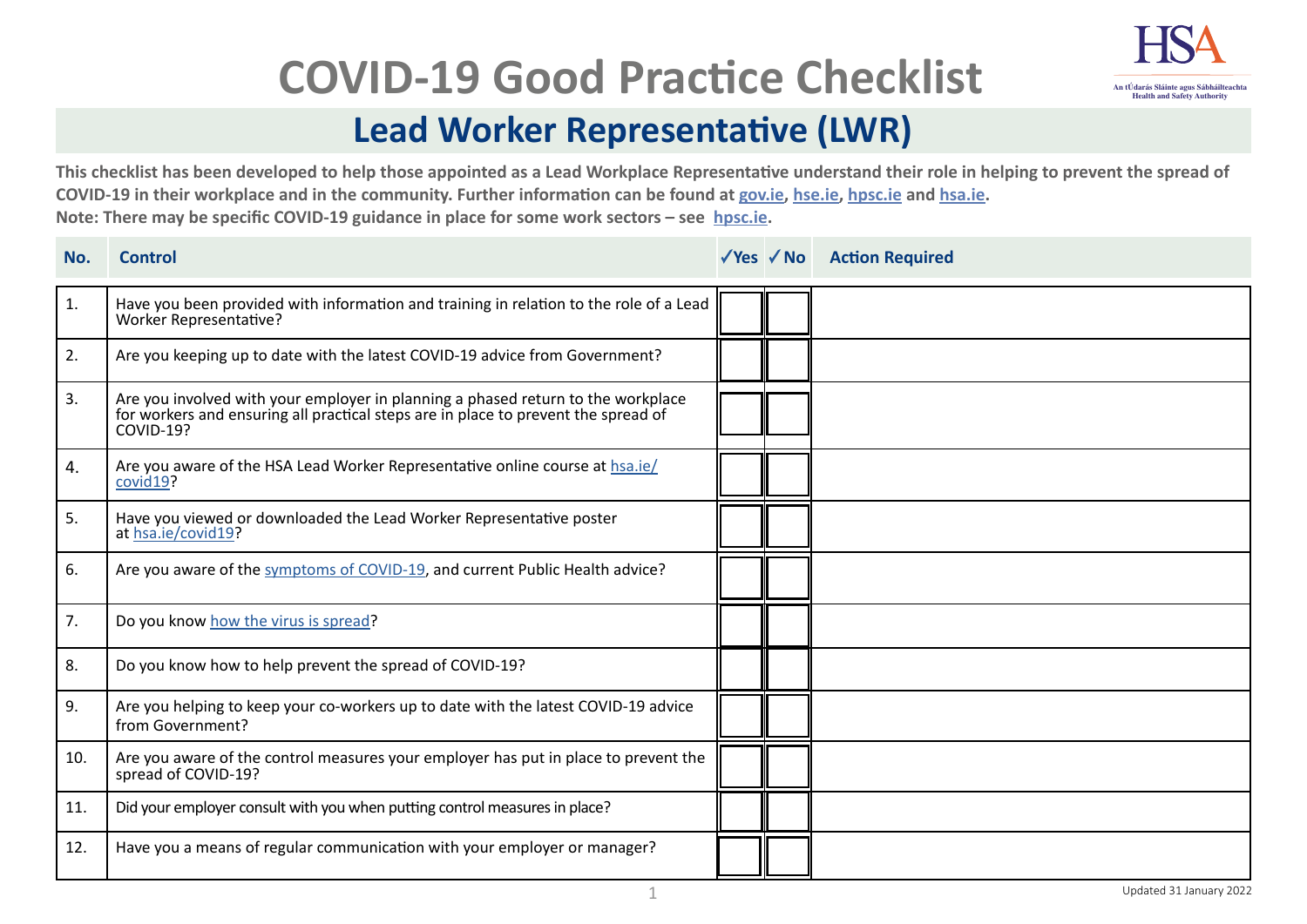# COVID-19 Good Practice Checklist

## Lead Worker Representative (LWR)

**This checklist has been developed to help those appointed as a Lead Workplace Representative understand their role in helping to prevent the spread of COVID-19 in their workplace and in the community. Further information can be found at [gov.ie](gov.ie), [hse.ie](hse.ie), [hpsc.ie](hpsc.ie) and [hsa.ie](hsa.ie).**
**Note: There may be specific COVID-19 guidance in place for some work sectors – see [hpsc.ie](hpsc.ie).**

| No. | Control | ✓Yes | ✓No | Action Required |
|---|---|---|---|---|
| 1. | Have you been provided with information and training in relation to the role of a Lead Worker Representative? | | | |
| 2. | Are you keeping up to date with the latest COVID-19 advice from Government? | | | |
| 3. | Are you involved with your employer in planning a phased return to the workplace for workers and ensuring all practical steps are in place to prevent the spread of COVID-19? | | | |
| 4. | Are you aware of the HSA Lead Worker Representative online course at [hsa.ie/covid19](hsa.ie/covid19)? | | | |
| 5. | Have you viewed or downloaded the Lead Worker Representative poster at [hsa.ie/covid19](hsa.ie/covid19)? | | | |
| 6. | Are you aware of the [symptoms of COVID-19](), and current Public Health advice? | | | |
| 7. | Do you know [how the virus is spread]()? | | | |
| 8. | Do you know how to help prevent the spread of COVID-19? | | | |
| 9. | Are you helping to keep your co-workers up to date with the latest COVID-19 advice from Government? | | | |
| 10. | Are you aware of the control measures your employer has put in place to prevent the spread of COVID-19? | | | |
| 11. | Did your employer consult with you when putting control measures in place? | | | |
| 12. | Have you a means of regular communication with your employer or manager? | | | |

Updated 31 January 2022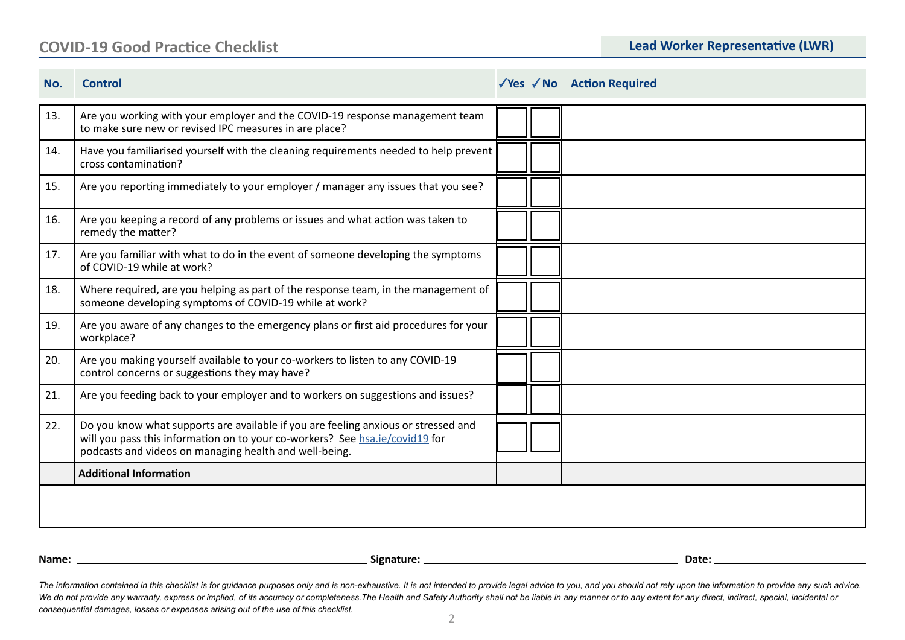## COVID-19 Good Practice Checklist

**Lead Worker Representative (LWR)**

| No. | Control | ✓Yes | ✓No | Action Required |
|---|---|---|---|---|
| 13. | Are you working with your employer and the COVID-19 response management team to make sure new or revised IPC measures in are place? | | | |
| 14. | Have you familiarised yourself with the cleaning requirements needed to help prevent cross contamination? | | | |
| 15. | Are you reporting immediately to your employer / manager any issues that you see? | | | |
| 16. | Are you keeping a record of any problems or issues and what action was taken to remedy the matter? | | | |
| 17. | Are you familiar with what to do in the event of someone developing the symptoms of COVID-19 while at work? | | | |
| 18. | Where required, are you helping as part of the response team, in the management of someone developing symptoms of COVID-19 while at work? | | | |
| 19. | Are you aware of any changes to the emergency plans or first aid procedures for your workplace? | | | |
| 20. | Are you making yourself available to your co-workers to listen to any COVID-19 control concerns or suggestions they may have? | | | |
| 21. | Are you feeding back to your employer and to workers on suggestions and issues? | | | |
| 22. | Do you know what supports are available if you are feeling anxious or stressed and will you pass this information on to your co-workers? See hsa.ie/covid19 for podcasts and videos on managing health and well-being. | | | |
| | **Additional Information** | | | |

**Name:** ______________________ **Signature:** ______________________ **Date:** ______________

*The information contained in this checklist is for guidance purposes only and is non-exhaustive. It is not intended to provide legal advice to you, and you should not rely upon the information to provide any such advice. We do not provide any warranty, express or implied, of its accuracy or completeness.The Health and Safety Authority shall not be liable in any manner or to any extent for any direct, indirect, special, incidental or consequential damages, losses or expenses arising out of the use of this checklist.*